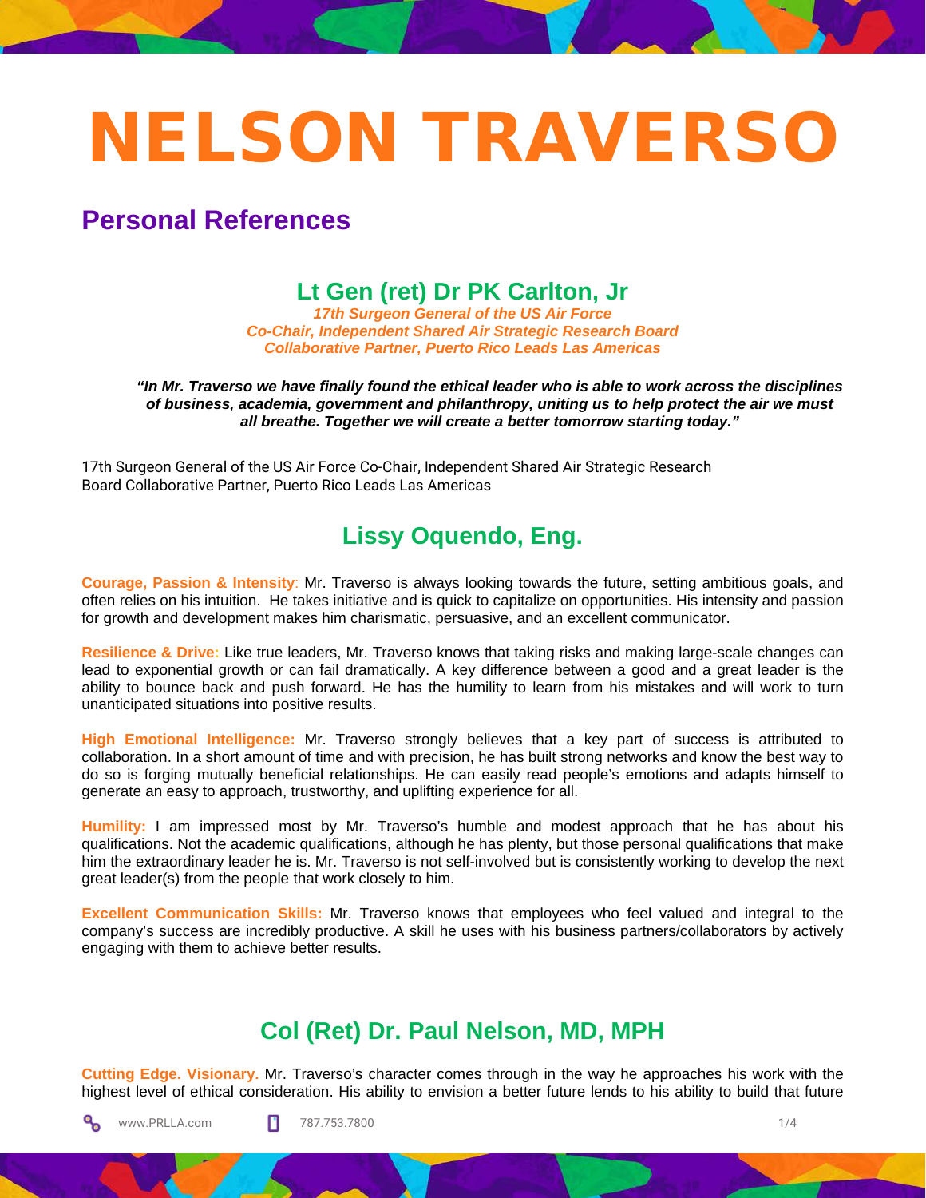# NELSON TRAVERSO

## Personal References

### Lt Gen (ret) Dr PK Carlton, Jr

***17th Surgeon General of the US Air Force***
***Co-Chair, Independent Shared Air Strategic Research Board***
***Collaborative Partner, Puerto Rico Leads Las Americas***

***"In Mr. Traverso we have finally found the ethical leader who is able to work across the disciplines of business, academia, government and philanthropy, uniting us to help protect the air we must all breathe. Together we will create a better tomorrow starting today."***

17th Surgeon General of the US Air Force Co-Chair, Independent Shared Air Strategic Research Board Collaborative Partner, Puerto Rico Leads Las Americas

### Lissy Oquendo, Eng.

**Courage, Passion & Intensity**: Mr. Traverso is always looking towards the future, setting ambitious goals, and often relies on his intuition. He takes initiative and is quick to capitalize on opportunities. His intensity and passion for growth and development makes him charismatic, persuasive, and an excellent communicator.

**Resilience & Drive:** Like true leaders, Mr. Traverso knows that taking risks and making large-scale changes can lead to exponential growth or can fail dramatically. A key difference between a good and a great leader is the ability to bounce back and push forward. He has the humility to learn from his mistakes and will work to turn unanticipated situations into positive results.

**High Emotional Intelligence:** Mr. Traverso strongly believes that a key part of success is attributed to collaboration. In a short amount of time and with precision, he has built strong networks and know the best way to do so is forging mutually beneficial relationships. He can easily read people's emotions and adapts himself to generate an easy to approach, trustworthy, and uplifting experience for all.

**Humility:** I am impressed most by Mr. Traverso's humble and modest approach that he has about his qualifications. Not the academic qualifications, although he has plenty, but those personal qualifications that make him the extraordinary leader he is. Mr. Traverso is not self-involved but is consistently working to develop the next great leader(s) from the people that work closely to him.

**Excellent Communication Skills:** Mr. Traverso knows that employees who feel valued and integral to the company's success are incredibly productive. A skill he uses with his business partners/collaborators by actively engaging with them to achieve better results.

### Col (Ret) Dr. Paul Nelson, MD, MPH

**Cutting Edge. Visionary.** Mr. Traverso's character comes through in the way he approaches his work with the highest level of ethical consideration. His ability to envision a better future lends to his ability to build that future

www.PRLLA.com 787.753.7800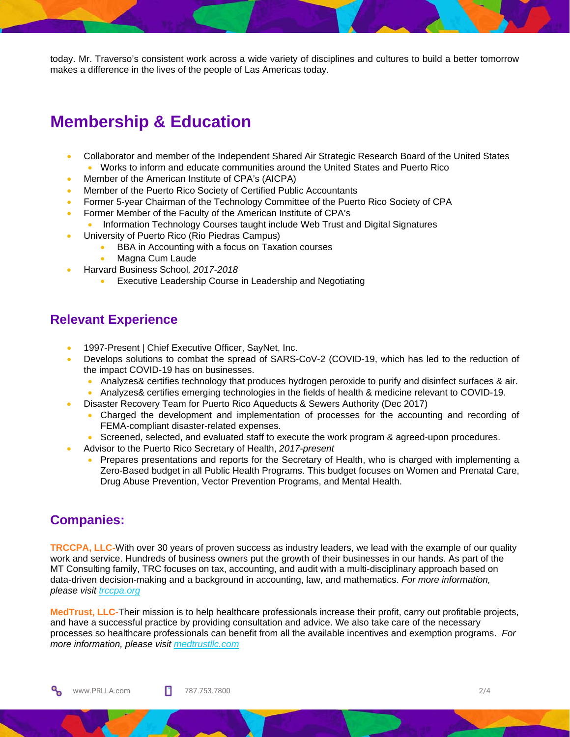today. Mr. Traverso's consistent work across a wide variety of disciplines and cultures to build a better tomorrow makes a difference in the lives of the people of Las Americas today.

# Membership & Education

- Collaborator and member of the Independent Shared Air Strategic Research Board of the United States
  - Works to inform and educate communities around the United States and Puerto Rico
- Member of the American Institute of CPA's (AICPA)
- Member of the Puerto Rico Society of Certified Public Accountants
- Former 5-year Chairman of the Technology Committee of the Puerto Rico Society of CPA
- Former Member of the Faculty of the American Institute of CPA's
  - Information Technology Courses taught include Web Trust and Digital Signatures
- University of Puerto Rico (Rio Piedras Campus)
  - BBA in Accounting with a focus on Taxation courses
  - Magna Cum Laude
- Harvard Business School, *2017-2018*
  - Executive Leadership Course in Leadership and Negotiating

## Relevant Experience

- 1997-Present | Chief Executive Officer, SayNet, Inc.
- Develops solutions to combat the spread of SARS-CoV-2 (COVID-19, which has led to the reduction of the impact COVID-19 has on businesses.
  - Analyzes& certifies technology that produces hydrogen peroxide to purify and disinfect surfaces & air.
  - Analyzes& certifies emerging technologies in the fields of health & medicine relevant to COVID-19.
- Disaster Recovery Team for Puerto Rico Aqueducts & Sewers Authority (Dec 2017)
  - Charged the development and implementation of processes for the accounting and recording of FEMA-compliant disaster-related expenses.
  - Screened, selected, and evaluated staff to execute the work program & agreed-upon procedures.
- Advisor to the Puerto Rico Secretary of Health, *2017-present*
  - Prepares presentations and reports for the Secretary of Health, who is charged with implementing a Zero-Based budget in all Public Health Programs. This budget focuses on Women and Prenatal Care, Drug Abuse Prevention, Vector Prevention Programs, and Mental Health.

## Companies:

**TRCCPA, LLC-**With over 30 years of proven success as industry leaders, we lead with the example of our quality work and service. Hundreds of business owners put the growth of their businesses in our hands. As part of the MT Consulting family, TRC focuses on tax, accounting, and audit with a multi-disciplinary approach based on data-driven decision-making and a background in accounting, law, and mathematics. *For more information, please visit [trccpa.org](trccpa.org)*

**MedTrust, LLC-**Their mission is to help healthcare professionals increase their profit, carry out profitable projects, and have a successful practice by providing consultation and advice. We also take care of the necessary processes so healthcare professionals can benefit from all the available incentives and exemption programs. *For more information, please visit [medtrustllc.com](medtrustllc.com)*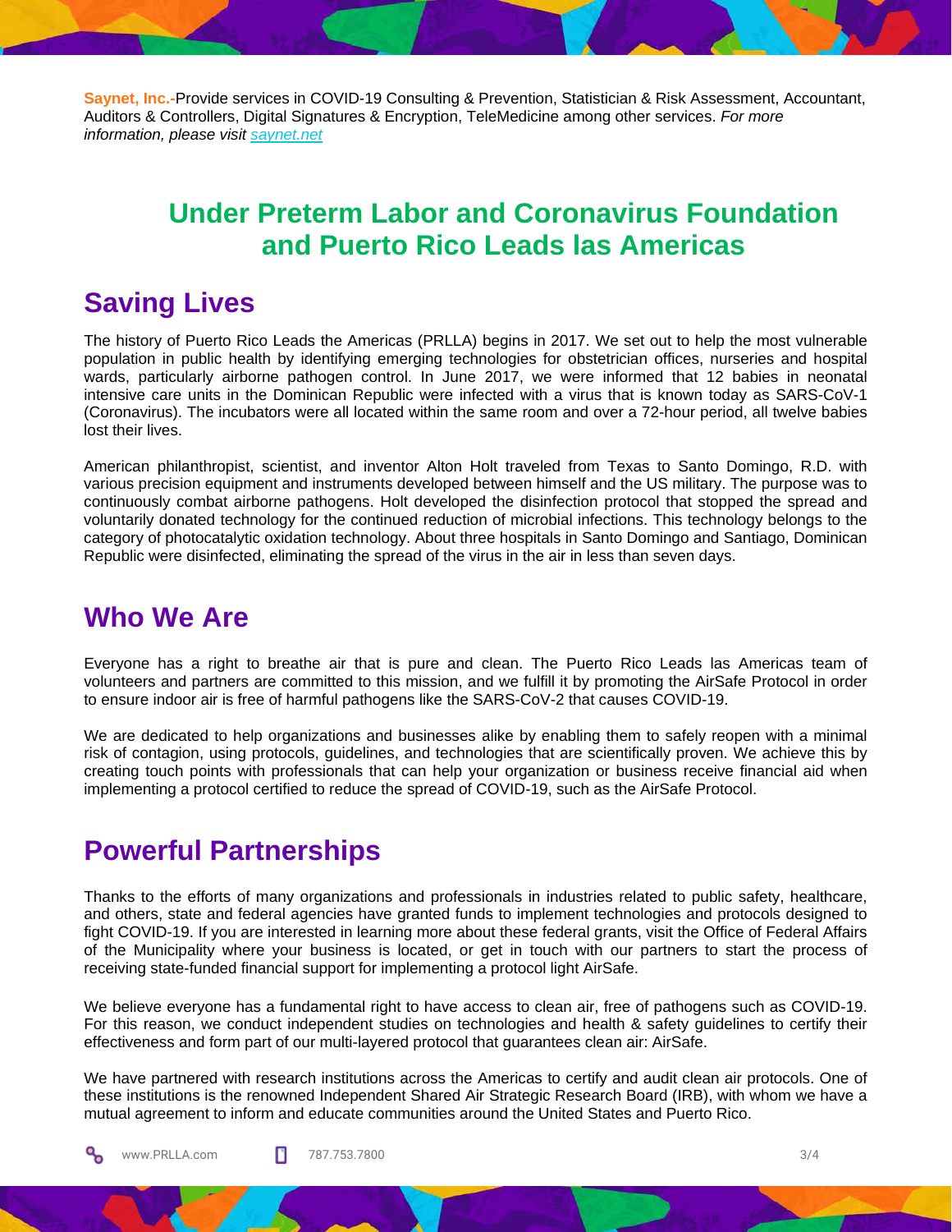**Saynet, Inc.**-Provide services in COVID-19 Consulting & Prevention, Statistician & Risk Assessment, Accountant, Auditors & Controllers, Digital Signatures & Encryption, TeleMedicine among other services. *For more information, please visit [saynet.net](saynet.net)*

# Under Preterm Labor and Coronavirus Foundation and Puerto Rico Leads las Americas

## Saving Lives

The history of Puerto Rico Leads the Americas (PRLLA) begins in 2017. We set out to help the most vulnerable population in public health by identifying emerging technologies for obstetrician offices, nurseries and hospital wards, particularly airborne pathogen control. In June 2017, we were informed that 12 babies in neonatal intensive care units in the Dominican Republic were infected with a virus that is known today as SARS-CoV-1 (Coronavirus). The incubators were all located within the same room and over a 72-hour period, all twelve babies lost their lives.

American philanthropist, scientist, and inventor Alton Holt traveled from Texas to Santo Domingo, R.D. with various precision equipment and instruments developed between himself and the US military. The purpose was to continuously combat airborne pathogens. Holt developed the disinfection protocol that stopped the spread and voluntarily donated technology for the continued reduction of microbial infections. This technology belongs to the category of photocatalytic oxidation technology. About three hospitals in Santo Domingo and Santiago, Dominican Republic were disinfected, eliminating the spread of the virus in the air in less than seven days.

## Who We Are

Everyone has a right to breathe air that is pure and clean. The Puerto Rico Leads las Americas team of volunteers and partners are committed to this mission, and we fulfill it by promoting the AirSafe Protocol in order to ensure indoor air is free of harmful pathogens like the SARS-CoV-2 that causes COVID-19.

We are dedicated to help organizations and businesses alike by enabling them to safely reopen with a minimal risk of contagion, using protocols, guidelines, and technologies that are scientifically proven. We achieve this by creating touch points with professionals that can help your organization or business receive financial aid when implementing a protocol certified to reduce the spread of COVID-19, such as the AirSafe Protocol.

## Powerful Partnerships

Thanks to the efforts of many organizations and professionals in industries related to public safety, healthcare, and others, state and federal agencies have granted funds to implement technologies and protocols designed to fight COVID-19. If you are interested in learning more about these federal grants, visit the Office of Federal Affairs of the Municipality where your business is located, or get in touch with our partners to start the process of receiving state-funded financial support for implementing a protocol light AirSafe.

We believe everyone has a fundamental right to have access to clean air, free of pathogens such as COVID-19. For this reason, we conduct independent studies on technologies and health & safety guidelines to certify their effectiveness and form part of our multi-layered protocol that guarantees clean air: AirSafe.

We have partnered with research institutions across the Americas to certify and audit clean air protocols. One of these institutions is the renowned Independent Shared Air Strategic Research Board (IRB), with whom we have a mutual agreement to inform and educate communities around the United States and Puerto Rico.

www.PRLLA.com 787.753.7800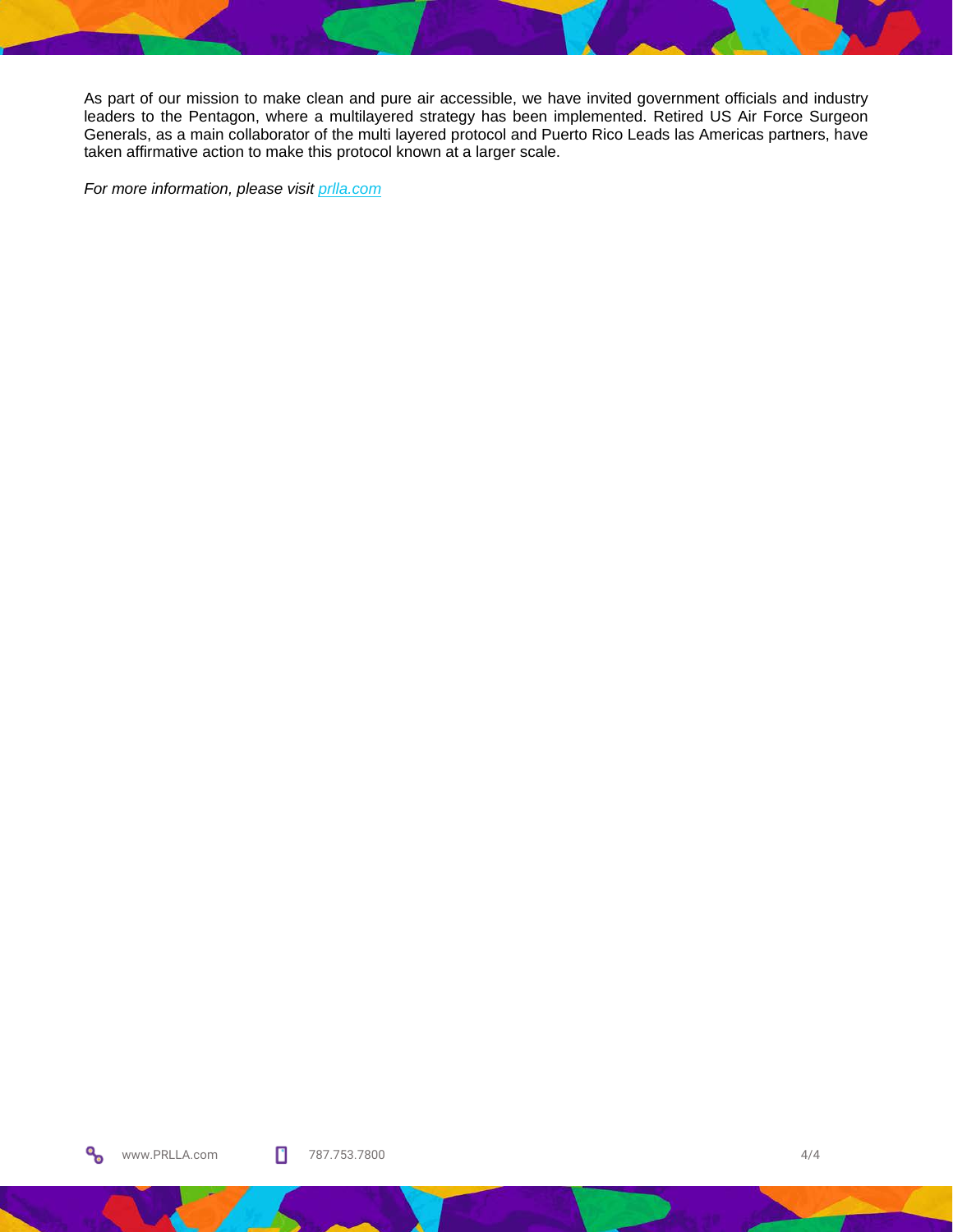As part of our mission to make clean and pure air accessible, we have invited government officials and industry leaders to the Pentagon, where a multilayered strategy has been implemented. Retired US Air Force Surgeon Generals, as a main collaborator of the multi layered protocol and Puerto Rico Leads las Americas partners, have taken affirmative action to make this protocol known at a larger scale.

*For more information, please visit [prlla.com](prlla.com)*